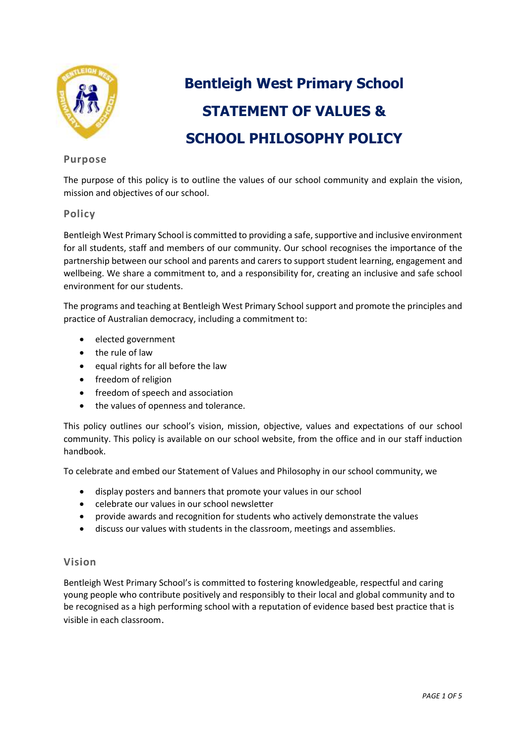# Bentleigh West Primary School

# STATEMENT OF VALUES & SCHOOL PHILOSOPHY POLICY

## Purpose

The purpose of this policy is to outline the values of our school community and explain the vision, mission and objectives of our school.

## Policy

Bentleigh West Primary School is committed to providing a safe, supportive and inclusive environment for all students, staff and members of our community. Our school recognises the importance of the partnership between our school and parents and carers to support student learning, engagement and wellbeing. We share a commitment to, and a responsibility for, creating an inclusive and safe school environment for our students.

The programs and teaching at Bentleigh West Primary School support and promote the principles and practice of Australian democracy, including a commitment to:

- elected government
- the rule of law
- equal rights for all before the law
- freedom of religion
- freedom of speech and association
- the values of openness and tolerance.

This policy outlines our school's vision, mission, objective, values and expectations of our school community. This policy is available on our school website, from the office and in our staff induction handbook.

To celebrate and embed our Statement of Values and Philosophy in our school community, we

- display posters and banners that promote your values in our school
- celebrate our values in our school newsletter
- provide awards and recognition for students who actively demonstrate the values
- discuss our values with students in the classroom, meetings and assemblies.

## Vision

Bentleigh West Primary School's is committed to fostering knowledgeable, respectful and caring young people who contribute positively and responsibly to their local and global community and to be recognised as a high performing school with a reputation of evidence based best practice that is visible in each classroom.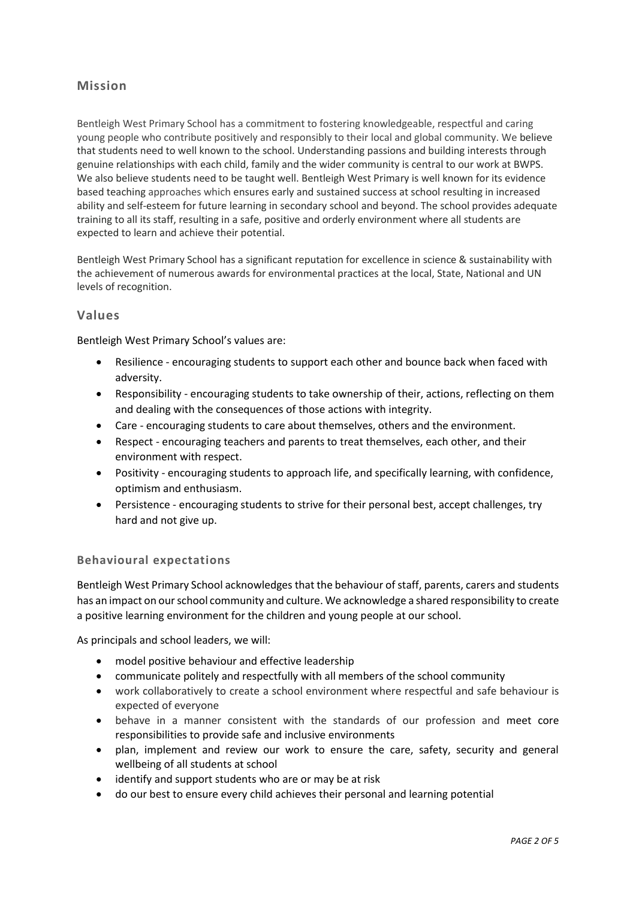## Mission

Bentleigh West Primary School has a commitment to fostering knowledgeable, respectful and caring young people who contribute positively and responsibly to their local and global community. We believe that students need to well known to the school. Understanding passions and building interests through genuine relationships with each child, family and the wider community is central to our work at BWPS. We also believe students need to be taught well. Bentleigh West Primary is well known for its evidence based teaching approaches which ensures early and sustained success at school resulting in increased ability and self-esteem for future learning in secondary school and beyond. The school provides adequate training to all its staff, resulting in a safe, positive and orderly environment where all students are expected to learn and achieve their potential.

Bentleigh West Primary School has a significant reputation for excellence in science & sustainability with the achievement of numerous awards for environmental practices at the local, State, National and UN levels of recognition.

## Values

Bentleigh West Primary School's values are:

- Resilience - encouraging students to support each other and bounce back when faced with adversity.
- Responsibility - encouraging students to take ownership of their, actions, reflecting on them and dealing with the consequences of those actions with integrity.
- Care - encouraging students to care about themselves, others and the environment.
- Respect - encouraging teachers and parents to treat themselves, each other, and their environment with respect.
- Positivity - encouraging students to approach life, and specifically learning, with confidence, optimism and enthusiasm.
- Persistence - encouraging students to strive for their personal best, accept challenges, try hard and not give up.

### Behavioural expectations

Bentleigh West Primary School acknowledges that the behaviour of staff, parents, carers and students has an impact on our school community and culture. We acknowledge a shared responsibility to create a positive learning environment for the children and young people at our school.

As principals and school leaders, we will:

- model positive behaviour and effective leadership
- communicate politely and respectfully with all members of the school community
- work collaboratively to create a school environment where respectful and safe behaviour is expected of everyone
- behave in a manner consistent with the standards of our profession and meet core responsibilities to provide safe and inclusive environments
- plan, implement and review our work to ensure the care, safety, security and general wellbeing of all students at school
- identify and support students who are or may be at risk
- do our best to ensure every child achieves their personal and learning potential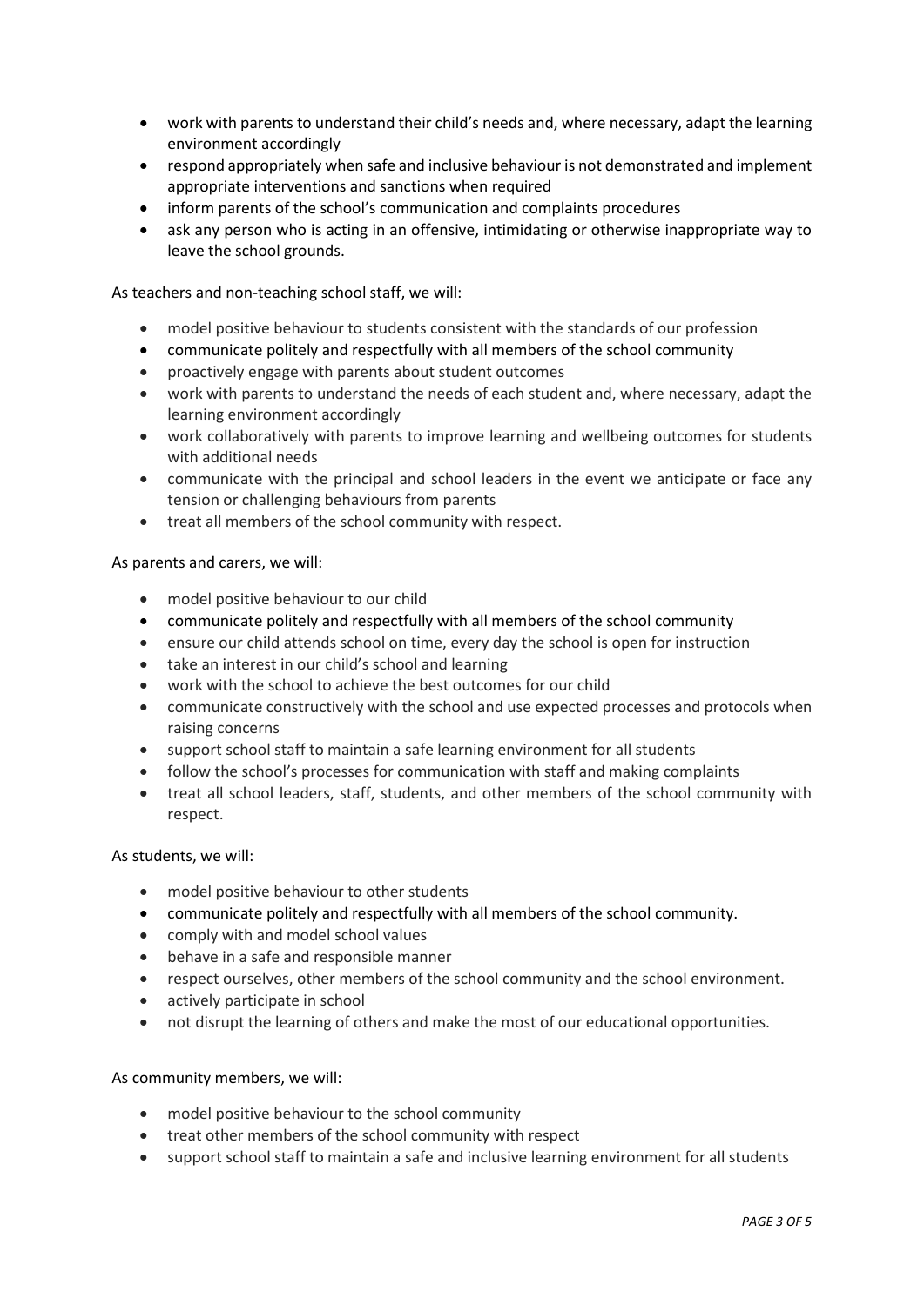- work with parents to understand their child's needs and, where necessary, adapt the learning environment accordingly
- respond appropriately when safe and inclusive behaviour is not demonstrated and implement appropriate interventions and sanctions when required
- inform parents of the school's communication and complaints procedures
- ask any person who is acting in an offensive, intimidating or otherwise inappropriate way to leave the school grounds.

As teachers and non-teaching school staff, we will:

- model positive behaviour to students consistent with the standards of our profession
- communicate politely and respectfully with all members of the school community
- proactively engage with parents about student outcomes
- work with parents to understand the needs of each student and, where necessary, adapt the learning environment accordingly
- work collaboratively with parents to improve learning and wellbeing outcomes for students with additional needs
- communicate with the principal and school leaders in the event we anticipate or face any tension or challenging behaviours from parents
- treat all members of the school community with respect.

As parents and carers, we will:

- model positive behaviour to our child
- communicate politely and respectfully with all members of the school community
- ensure our child attends school on time, every day the school is open for instruction
- take an interest in our child's school and learning
- work with the school to achieve the best outcomes for our child
- communicate constructively with the school and use expected processes and protocols when raising concerns
- support school staff to maintain a safe learning environment for all students
- follow the school's processes for communication with staff and making complaints
- treat all school leaders, staff, students, and other members of the school community with respect.

As students, we will:

- model positive behaviour to other students
- communicate politely and respectfully with all members of the school community.
- comply with and model school values
- behave in a safe and responsible manner
- respect ourselves, other members of the school community and the school environment.
- actively participate in school
- not disrupt the learning of others and make the most of our educational opportunities.

As community members, we will:

- model positive behaviour to the school community
- treat other members of the school community with respect
- support school staff to maintain a safe and inclusive learning environment for all students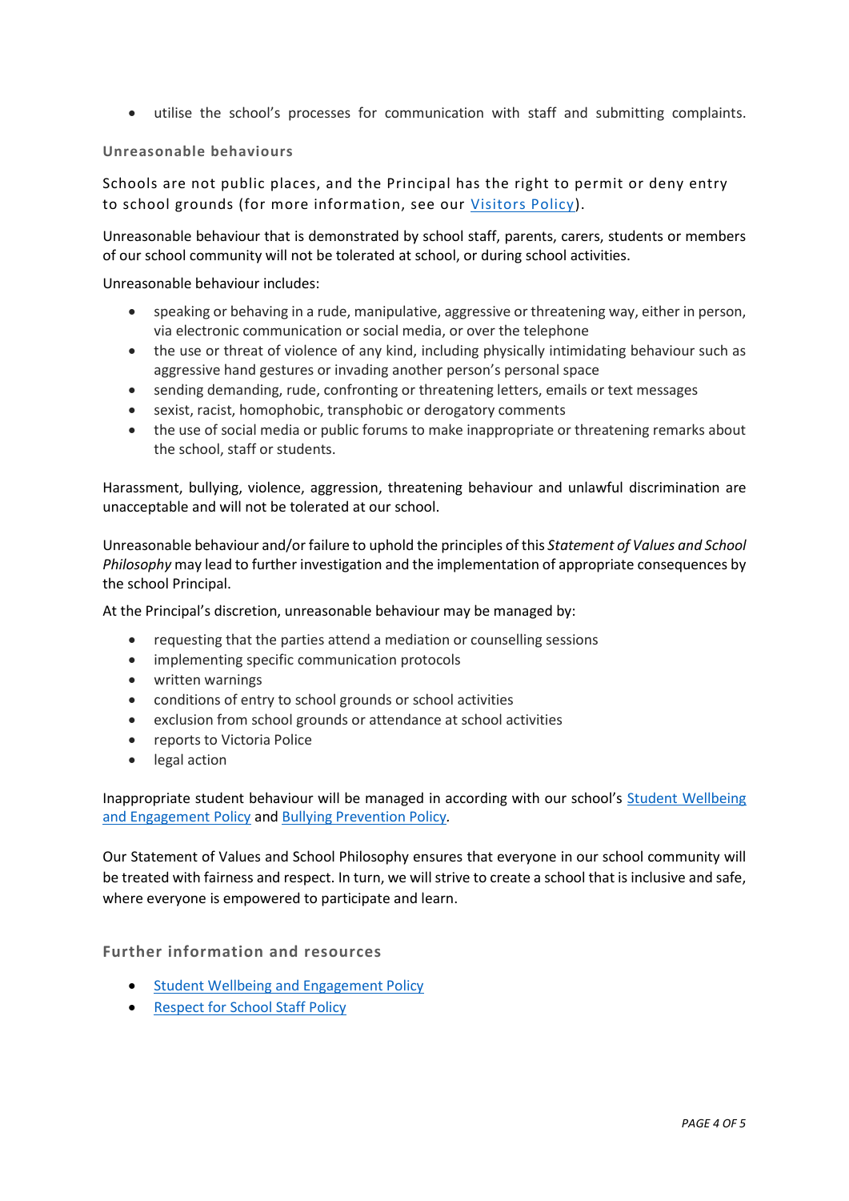- utilise the school's processes for communication with staff and submitting complaints.

### Unreasonable behaviours

Schools are not public places, and the Principal has the right to permit or deny entry to school grounds (for more information, see our Visitors Policy).

Unreasonable behaviour that is demonstrated by school staff, parents, carers, students or members of our school community will not be tolerated at school, or during school activities.

Unreasonable behaviour includes:

- speaking or behaving in a rude, manipulative, aggressive or threatening way, either in person, via electronic communication or social media, or over the telephone
- the use or threat of violence of any kind, including physically intimidating behaviour such as aggressive hand gestures or invading another person's personal space
- sending demanding, rude, confronting or threatening letters, emails or text messages
- sexist, racist, homophobic, transphobic or derogatory comments
- the use of social media or public forums to make inappropriate or threatening remarks about the school, staff or students.

Harassment, bullying, violence, aggression, threatening behaviour and unlawful discrimination are unacceptable and will not be tolerated at our school.

Unreasonable behaviour and/or failure to uphold the principles of this *Statement of Values and School Philosophy* may lead to further investigation and the implementation of appropriate consequences by the school Principal.

At the Principal's discretion, unreasonable behaviour may be managed by:

- requesting that the parties attend a mediation or counselling sessions
- implementing specific communication protocols
- written warnings
- conditions of entry to school grounds or school activities
- exclusion from school grounds or attendance at school activities
- reports to Victoria Police
- legal action

Inappropriate student behaviour will be managed in according with our school's Student Wellbeing and Engagement Policy and Bullying Prevention Policy.

Our Statement of Values and School Philosophy ensures that everyone in our school community will be treated with fairness and respect. In turn, we will strive to create a school that is inclusive and safe, where everyone is empowered to participate and learn.

## Further information and resources

- Student Wellbeing and Engagement Policy
- Respect for School Staff Policy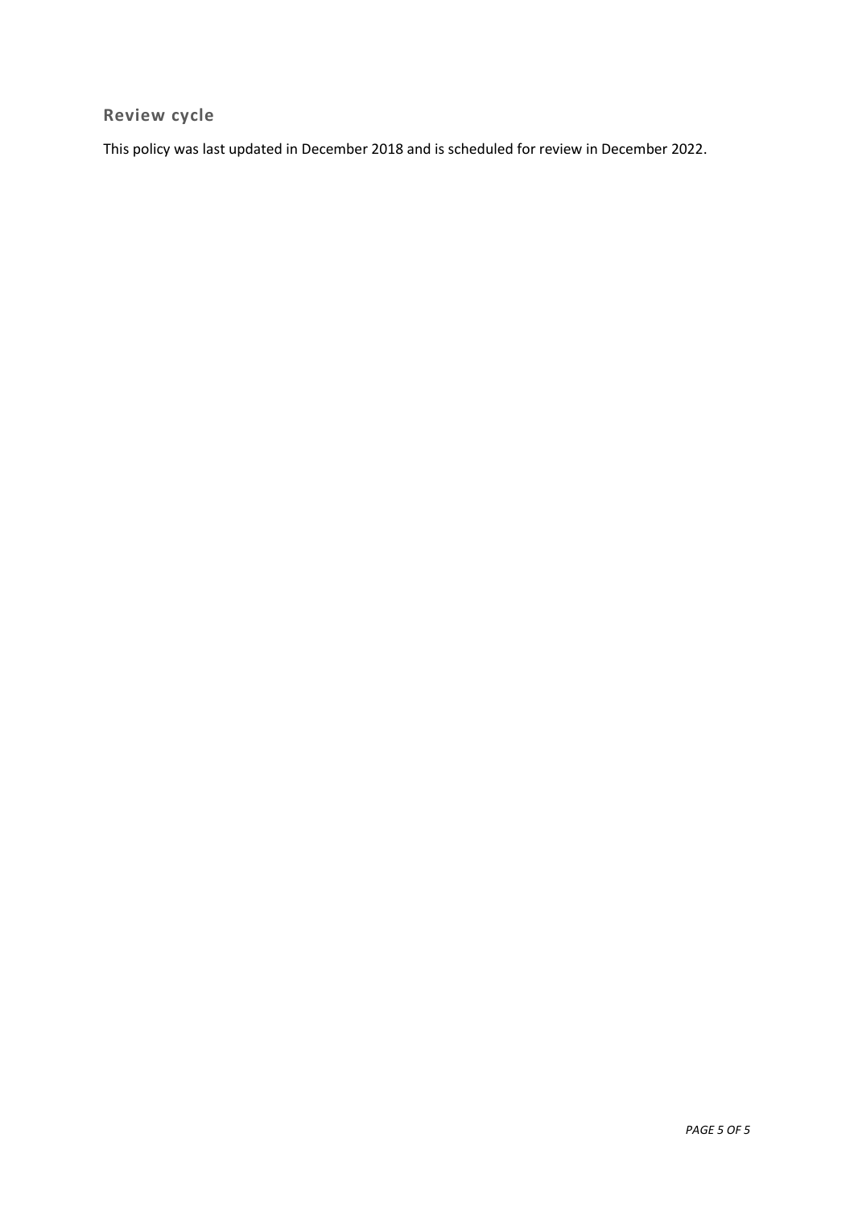## Review cycle

This policy was last updated in December 2018 and is scheduled for review in December 2022.